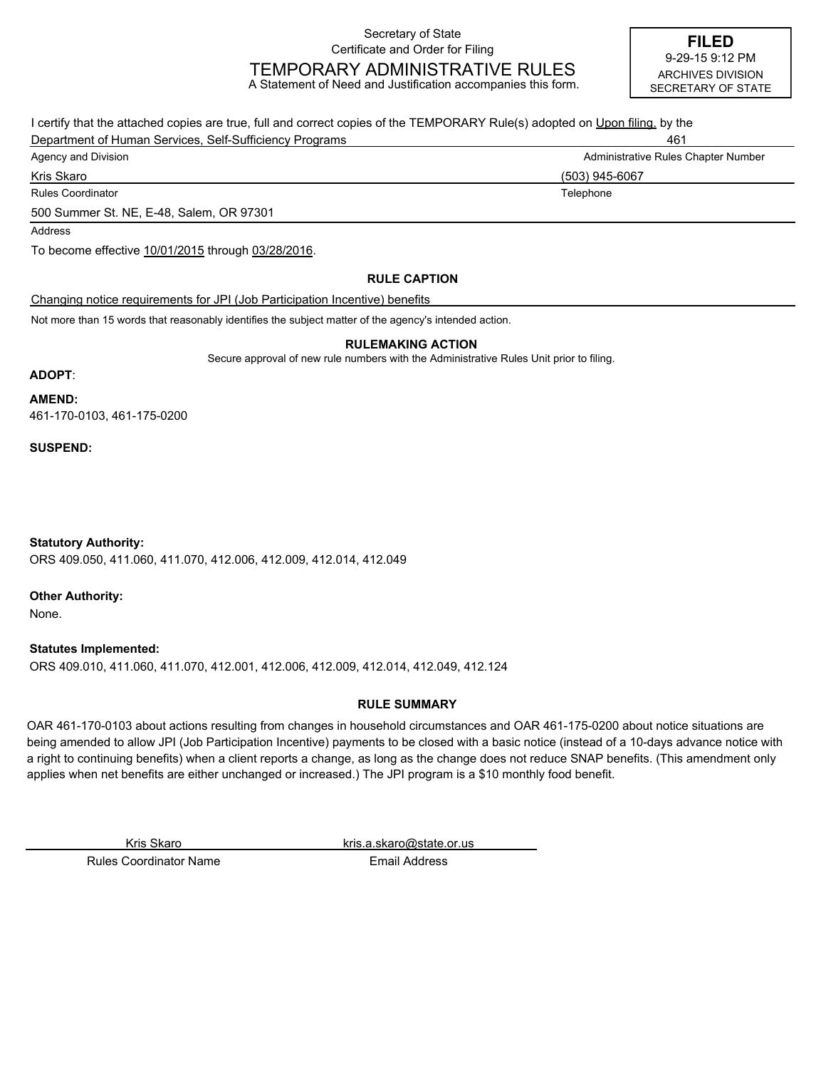Secretary of State
Certificate and Order for Filing

# TEMPORARY ADMINISTRATIVE RULES

A Statement of Need and Justification accompanies this form.

**FILED**
9-29-15 9:12 PM
ARCHIVES DIVISION
SECRETARY OF STATE

I certify that the attached copies are true, full and correct copies of the TEMPORARY Rule(s) adopted on Upon filing. by the

Department of Human Services, Self-Sufficiency Programs — 461
Agency and Division — Administrative Rules Chapter Number

Kris Skaro — (503) 945-6067
Rules Coordinator — Telephone

500 Summer St. NE, E-48, Salem, OR 97301
Address

To become effective 10/01/2015 through 03/28/2016.

### RULE CAPTION

Changing notice requirements for JPI (Job Participation Incentive) benefits

Not more than 15 words that reasonably identifies the subject matter of the agency's intended action.

### RULEMAKING ACTION

Secure approval of new rule numbers with the Administrative Rules Unit prior to filing.

**ADOPT**:

**AMEND:**
461-170-0103, 461-175-0200

**SUSPEND:**

**Statutory Authority:**
ORS 409.050, 411.060, 411.070, 412.006, 412.009, 412.014, 412.049

**Other Authority:**
None.

**Statutes Implemented:**
ORS 409.010, 411.060, 411.070, 412.001, 412.006, 412.009, 412.014, 412.049, 412.124

### RULE SUMMARY

OAR 461-170-0103 about actions resulting from changes in household circumstances and OAR 461-175-0200 about notice situations are being amended to allow JPI (Job Participation Incentive) payments to be closed with a basic notice (instead of a 10-days advance notice with a right to continuing benefits) when a client reports a change, as long as the change does not reduce SNAP benefits. (This amendment only applies when net benefits are either unchanged or increased.) The JPI program is a $10 monthly food benefit.

Kris Skaro — kris.a.skaro@state.or.us
Rules Coordinator Name — Email Address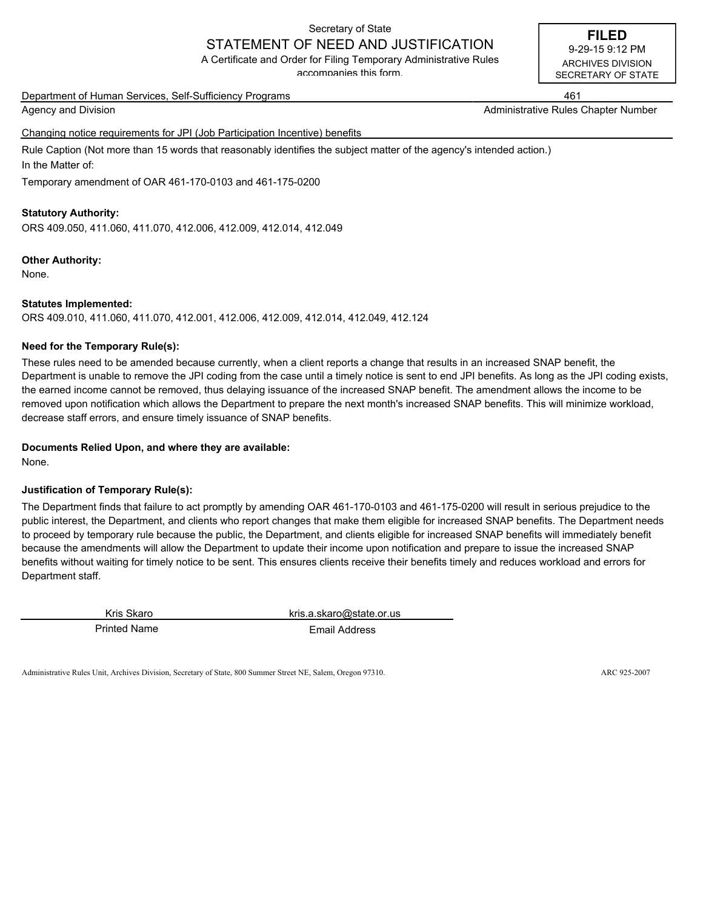Secretary of State

# STATEMENT OF NEED AND JUSTIFICATION

A Certificate and Order for Filing Temporary Administrative Rules accompanies this form.

**FILED**
9-29-15 9:12 PM
ARCHIVES DIVISION
SECRETARY OF STATE

Department of Human Services, Self-Sufficiency Programs — 461

Agency and Division — Administrative Rules Chapter Number

Changing notice requirements for JPI (Job Participation Incentive) benefits

Rule Caption (Not more than 15 words that reasonably identifies the subject matter of the agency's intended action.)

In the Matter of:

Temporary amendment of OAR 461-170-0103 and 461-175-0200

**Statutory Authority:**

ORS 409.050, 411.060, 411.070, 412.006, 412.009, 412.014, 412.049

**Other Authority:**

None.

**Statutes Implemented:**

ORS 409.010, 411.060, 411.070, 412.001, 412.006, 412.009, 412.014, 412.049, 412.124

**Need for the Temporary Rule(s):**

These rules need to be amended because currently, when a client reports a change that results in an increased SNAP benefit, the Department is unable to remove the JPI coding from the case until a timely notice is sent to end JPI benefits. As long as the JPI coding exists, the earned income cannot be removed, thus delaying issuance of the increased SNAP benefit. The amendment allows the income to be removed upon notification which allows the Department to prepare the next month's increased SNAP benefits. This will minimize workload, decrease staff errors, and ensure timely issuance of SNAP benefits.

**Documents Relied Upon, and where they are available:**

None.

**Justification of Temporary Rule(s):**

The Department finds that failure to act promptly by amending OAR 461-170-0103 and 461-175-0200 will result in serious prejudice to the public interest, the Department, and clients who report changes that make them eligible for increased SNAP benefits. The Department needs to proceed by temporary rule because the public, the Department, and clients eligible for increased SNAP benefits will immediately benefit because the amendments will allow the Department to update their income upon notification and prepare to issue the increased SNAP benefits without waiting for timely notice to be sent. This ensures clients receive their benefits timely and reduces workload and errors for Department staff.

| Kris Skaro | kris.a.skaro@state.or.us |
|---|---|
| Printed Name | Email Address |

Administrative Rules Unit, Archives Division, Secretary of State, 800 Summer Street NE, Salem, Oregon 97310. ARC 925-2007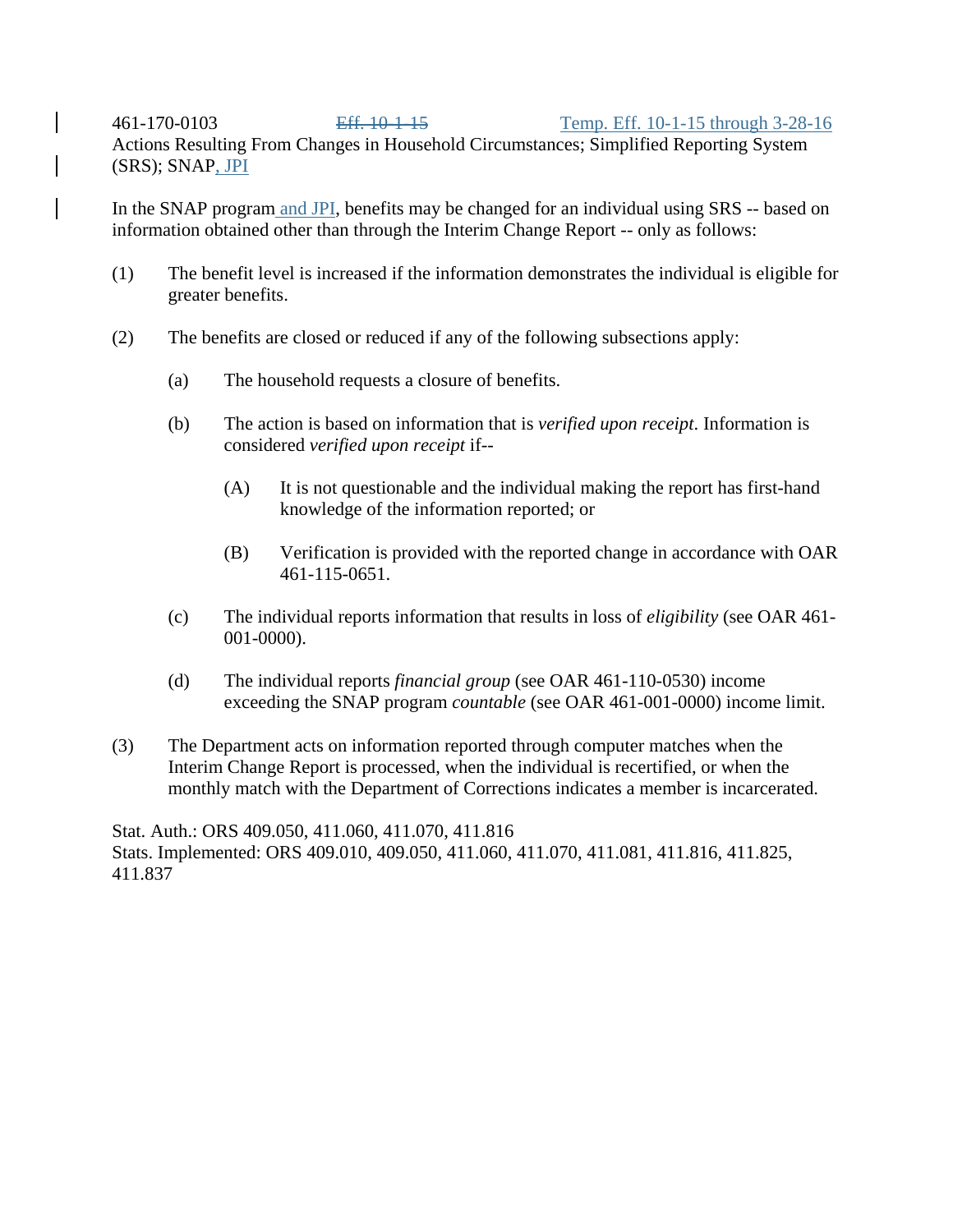461-170-0103 ~~Eff. 10-1-15~~ Temp. Eff. 10-1-15 through 3-28-16

Actions Resulting From Changes in Household Circumstances; Simplified Reporting System (SRS); SNAP, JPI

In the SNAP program and JPI, benefits may be changed for an individual using SRS -- based on information obtained other than through the Interim Change Report -- only as follows:

(1) The benefit level is increased if the information demonstrates the individual is eligible for greater benefits.

(2) The benefits are closed or reduced if any of the following subsections apply:

(a) The household requests a closure of benefits.

(b) The action is based on information that is *verified upon receipt*. Information is considered *verified upon receipt* if--

(A) It is not questionable and the individual making the report has first-hand knowledge of the information reported; or

(B) Verification is provided with the reported change in accordance with OAR 461-115-0651.

(c) The individual reports information that results in loss of *eligibility* (see OAR 461-001-0000).

(d) The individual reports *financial group* (see OAR 461-110-0530) income exceeding the SNAP program *countable* (see OAR 461-001-0000) income limit.

(3) The Department acts on information reported through computer matches when the Interim Change Report is processed, when the individual is recertified, or when the monthly match with the Department of Corrections indicates a member is incarcerated.

Stat. Auth.: ORS 409.050, 411.060, 411.070, 411.816

Stats. Implemented: ORS 409.010, 409.050, 411.060, 411.070, 411.081, 411.816, 411.825, 411.837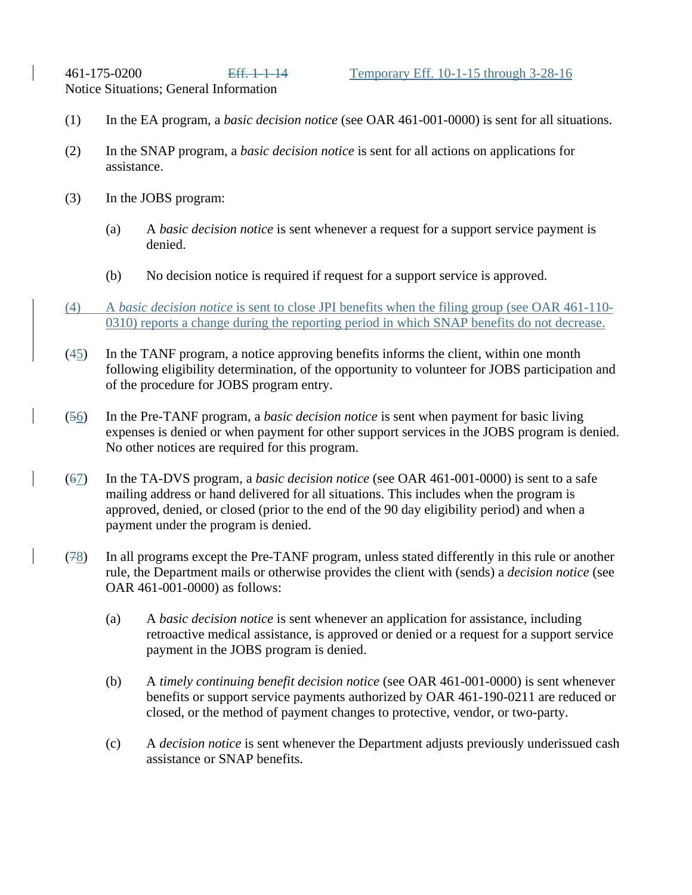461-175-0200 ~~Eff. 1-1-14~~ Temporary Eff. 10-1-15 through 3-28-16

Notice Situations; General Information

(1) In the EA program, a *basic decision notice* (see OAR 461-001-0000) is sent for all situations.

(2) In the SNAP program, a *basic decision notice* is sent for all actions on applications for assistance.

(3) In the JOBS program:

(a) A *basic decision notice* is sent whenever a request for a support service payment is denied.

(b) No decision notice is required if request for a support service is approved.

(4) A *basic decision notice* is sent to close JPI benefits when the filing group (see OAR 461-110-0310) reports a change during the reporting period in which SNAP benefits do not decrease.

(~~4~~5) In the TANF program, a notice approving benefits informs the client, within one month following eligibility determination, of the opportunity to volunteer for JOBS participation and of the procedure for JOBS program entry.

(~~5~~6) In the Pre-TANF program, a *basic decision notice* is sent when payment for basic living expenses is denied or when payment for other support services in the JOBS program is denied. No other notices are required for this program.

(~~6~~7) In the TA-DVS program, a *basic decision notice* (see OAR 461-001-0000) is sent to a safe mailing address or hand delivered for all situations. This includes when the program is approved, denied, or closed (prior to the end of the 90 day eligibility period) and when a payment under the program is denied.

(~~7~~8) In all programs except the Pre-TANF program, unless stated differently in this rule or another rule, the Department mails or otherwise provides the client with (sends) a *decision notice* (see OAR 461-001-0000) as follows:

(a) A *basic decision notice* is sent whenever an application for assistance, including retroactive medical assistance, is approved or denied or a request for a support service payment in the JOBS program is denied.

(b) A *timely continuing benefit decision notice* (see OAR 461-001-0000) is sent whenever benefits or support service payments authorized by OAR 461-190-0211 are reduced or closed, or the method of payment changes to protective, vendor, or two-party.

(c) A *decision notice* is sent whenever the Department adjusts previously underissued cash assistance or SNAP benefits.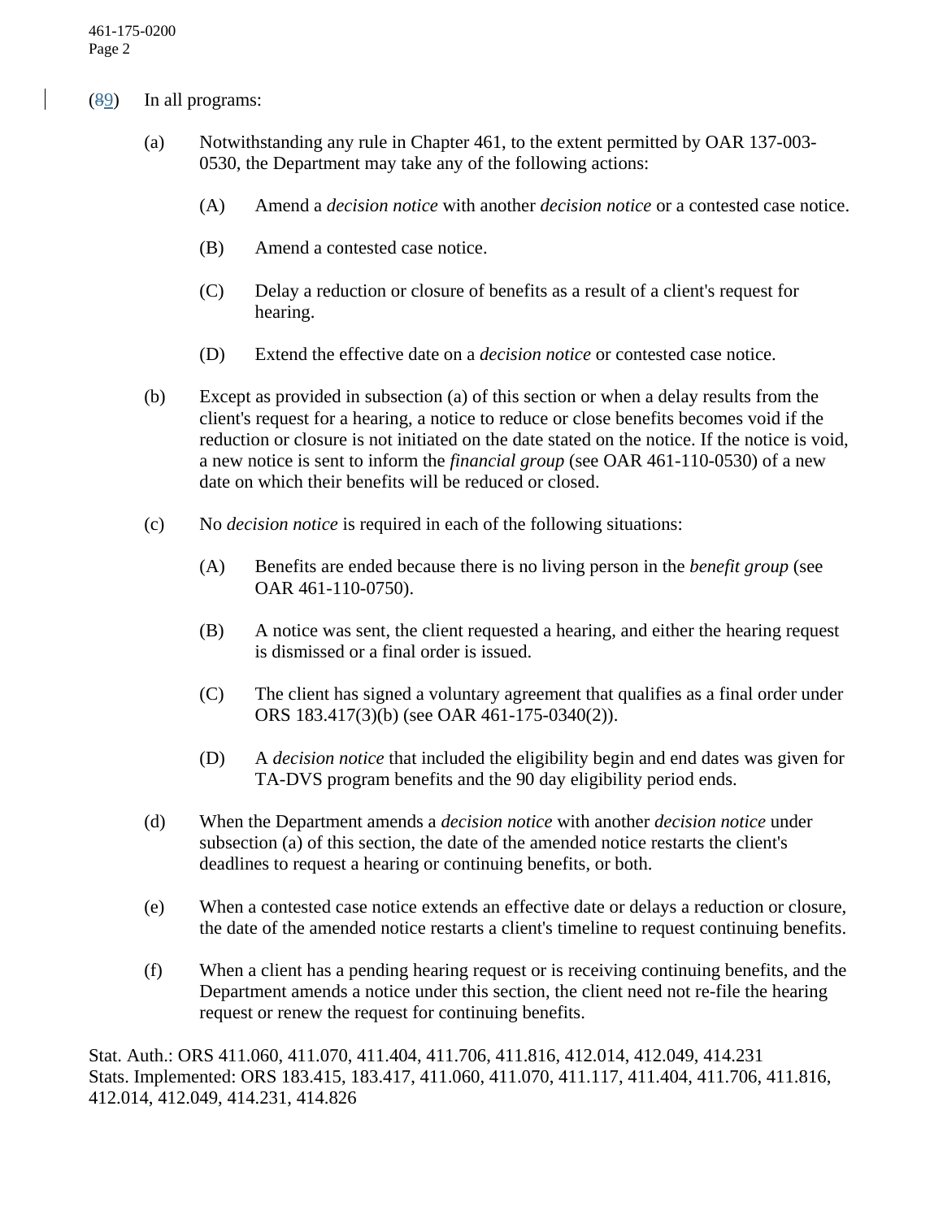(~~8~~9) In all programs:

(a) Notwithstanding any rule in Chapter 461, to the extent permitted by OAR 137-003-0530, the Department may take any of the following actions:

(A) Amend a *decision notice* with another *decision notice* or a contested case notice.

(B) Amend a contested case notice.

(C) Delay a reduction or closure of benefits as a result of a client's request for hearing.

(D) Extend the effective date on a *decision notice* or contested case notice.

(b) Except as provided in subsection (a) of this section or when a delay results from the client's request for a hearing, a notice to reduce or close benefits becomes void if the reduction or closure is not initiated on the date stated on the notice. If the notice is void, a new notice is sent to inform the *financial group* (see OAR 461-110-0530) of a new date on which their benefits will be reduced or closed.

(c) No *decision notice* is required in each of the following situations:

(A) Benefits are ended because there is no living person in the *benefit group* (see OAR 461-110-0750).

(B) A notice was sent, the client requested a hearing, and either the hearing request is dismissed or a final order is issued.

(C) The client has signed a voluntary agreement that qualifies as a final order under ORS 183.417(3)(b) (see OAR 461-175-0340(2)).

(D) A *decision notice* that included the eligibility begin and end dates was given for TA-DVS program benefits and the 90 day eligibility period ends.

(d) When the Department amends a *decision notice* with another *decision notice* under subsection (a) of this section, the date of the amended notice restarts the client's deadlines to request a hearing or continuing benefits, or both.

(e) When a contested case notice extends an effective date or delays a reduction or closure, the date of the amended notice restarts a client's timeline to request continuing benefits.

(f) When a client has a pending hearing request or is receiving continuing benefits, and the Department amends a notice under this section, the client need not re-file the hearing request or renew the request for continuing benefits.

Stat. Auth.: ORS 411.060, 411.070, 411.404, 411.706, 411.816, 412.014, 412.049, 414.231
Stats. Implemented: ORS 183.415, 183.417, 411.060, 411.070, 411.117, 411.404, 411.706, 411.816, 412.014, 412.049, 414.231, 414.826